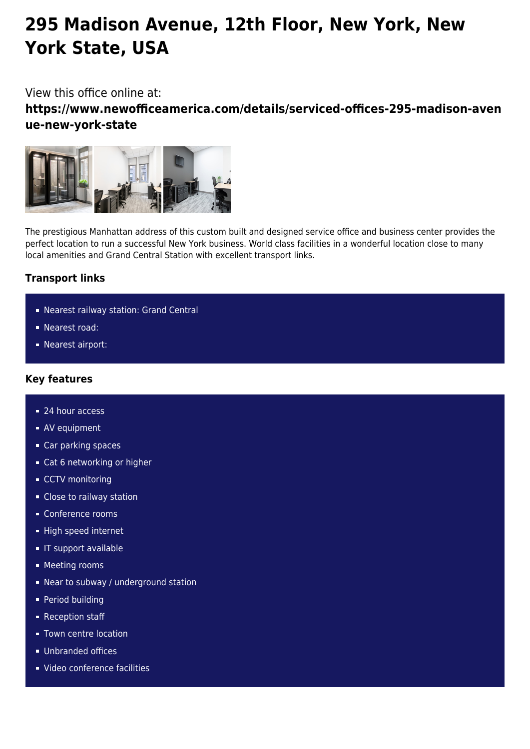# 295 Madison Avenue, 12th Floor, New York, New York State, USA

View this office online at:

**https://www.newofficeamerica.com/details/serviced-offices-295-madison-avenue-new-york-state**

The prestigious Manhattan address of this custom built and designed service office and business center provides the perfect location to run a successful New York business. World class facilities in a wonderful location close to many local amenities and Grand Central Station with excellent transport links.

### Transport links

- Nearest railway station: Grand Central
- Nearest road:
- Nearest airport:

### Key features

- 24 hour access
- AV equipment
- Car parking spaces
- Cat 6 networking or higher
- CCTV monitoring
- Close to railway station
- Conference rooms
- High speed internet
- IT support available
- Meeting rooms
- Near to subway / underground station
- Period building
- Reception staff
- Town centre location
- Unbranded offices
- Video conference facilities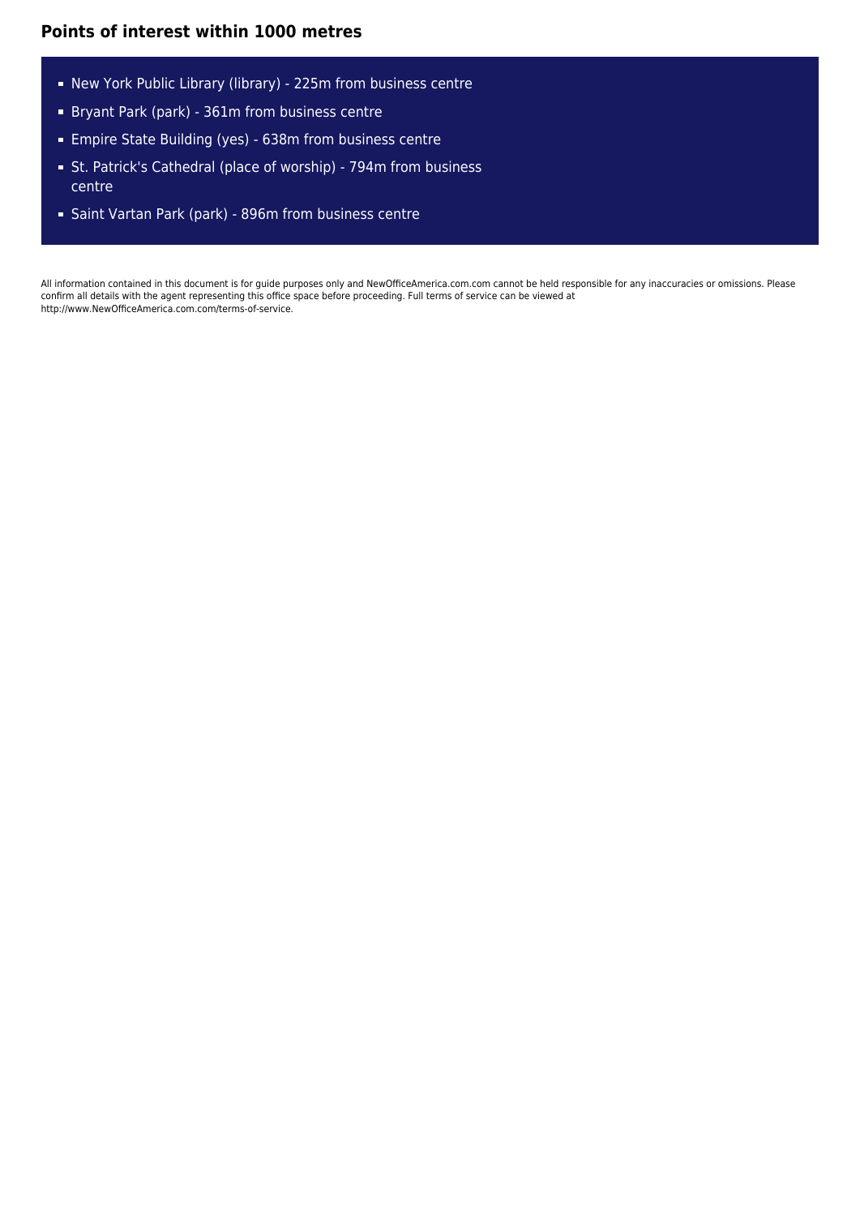## Points of interest within 1000 metres

- New York Public Library (library) - 225m from business centre
- Bryant Park (park) - 361m from business centre
- Empire State Building (yes) - 638m from business centre
- St. Patrick's Cathedral (place of worship) - 794m from business centre
- Saint Vartan Park (park) - 896m from business centre

All information contained in this document is for guide purposes only and NewOfficeAmerica.com.com cannot be held responsible for any inaccuracies or omissions. Please confirm all details with the agent representing this office space before proceeding. Full terms of service can be viewed at http://www.NewOfficeAmerica.com.com/terms-of-service.